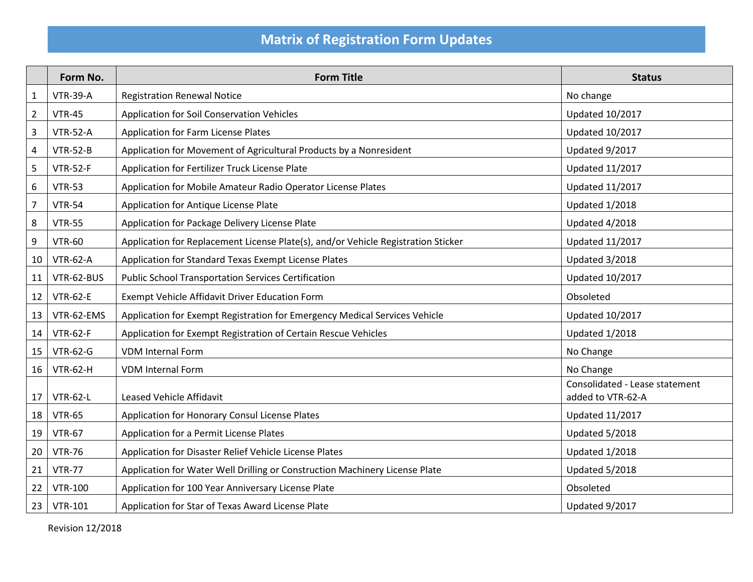# Matrix of Registration Form Updates

| | Form No. | Form Title | Status |
|---|---|---|---|
| 1 | VTR-39-A | Registration Renewal Notice | No change |
| 2 | VTR-45 | Application for Soil Conservation Vehicles | Updated 10/2017 |
| 3 | VTR-52-A | Application for Farm License Plates | Updated 10/2017 |
| 4 | VTR-52-B | Application for Movement of Agricultural Products by a Nonresident | Updated 9/2017 |
| 5 | VTR-52-F | Application for Fertilizer Truck License Plate | Updated 11/2017 |
| 6 | VTR-53 | Application for Mobile Amateur Radio Operator License Plates | Updated 11/2017 |
| 7 | VTR-54 | Application for Antique License Plate | Updated 1/2018 |
| 8 | VTR-55 | Application for Package Delivery License Plate | Updated 4/2018 |
| 9 | VTR-60 | Application for Replacement License Plate(s), and/or Vehicle Registration Sticker | Updated 11/2017 |
| 10 | VTR-62-A | Application for Standard Texas Exempt License Plates | Updated 3/2018 |
| 11 | VTR-62-BUS | Public School Transportation Services Certification | Updated 10/2017 |
| 12 | VTR-62-E | Exempt Vehicle Affidavit Driver Education Form | Obsoleted |
| 13 | VTR-62-EMS | Application for Exempt Registration for Emergency Medical Services Vehicle | Updated 10/2017 |
| 14 | VTR-62-F | Application for Exempt Registration of Certain Rescue Vehicles | Updated 1/2018 |
| 15 | VTR-62-G | VDM Internal Form | No Change |
| 16 | VTR-62-H | VDM Internal Form | No Change |
| 17 | VTR-62-L | Leased Vehicle Affidavit | Consolidated - Lease statement added to VTR-62-A |
| 18 | VTR-65 | Application for Honorary Consul License Plates | Updated 11/2017 |
| 19 | VTR-67 | Application for a Permit License Plates | Updated 5/2018 |
| 20 | VTR-76 | Application for Disaster Relief Vehicle License Plates | Updated 1/2018 |
| 21 | VTR-77 | Application for Water Well Drilling or Construction Machinery License Plate | Updated 5/2018 |
| 22 | VTR-100 | Application for 100 Year Anniversary License Plate | Obsoleted |
| 23 | VTR-101 | Application for Star of Texas Award License Plate | Updated 9/2017 |

Revision 12/2018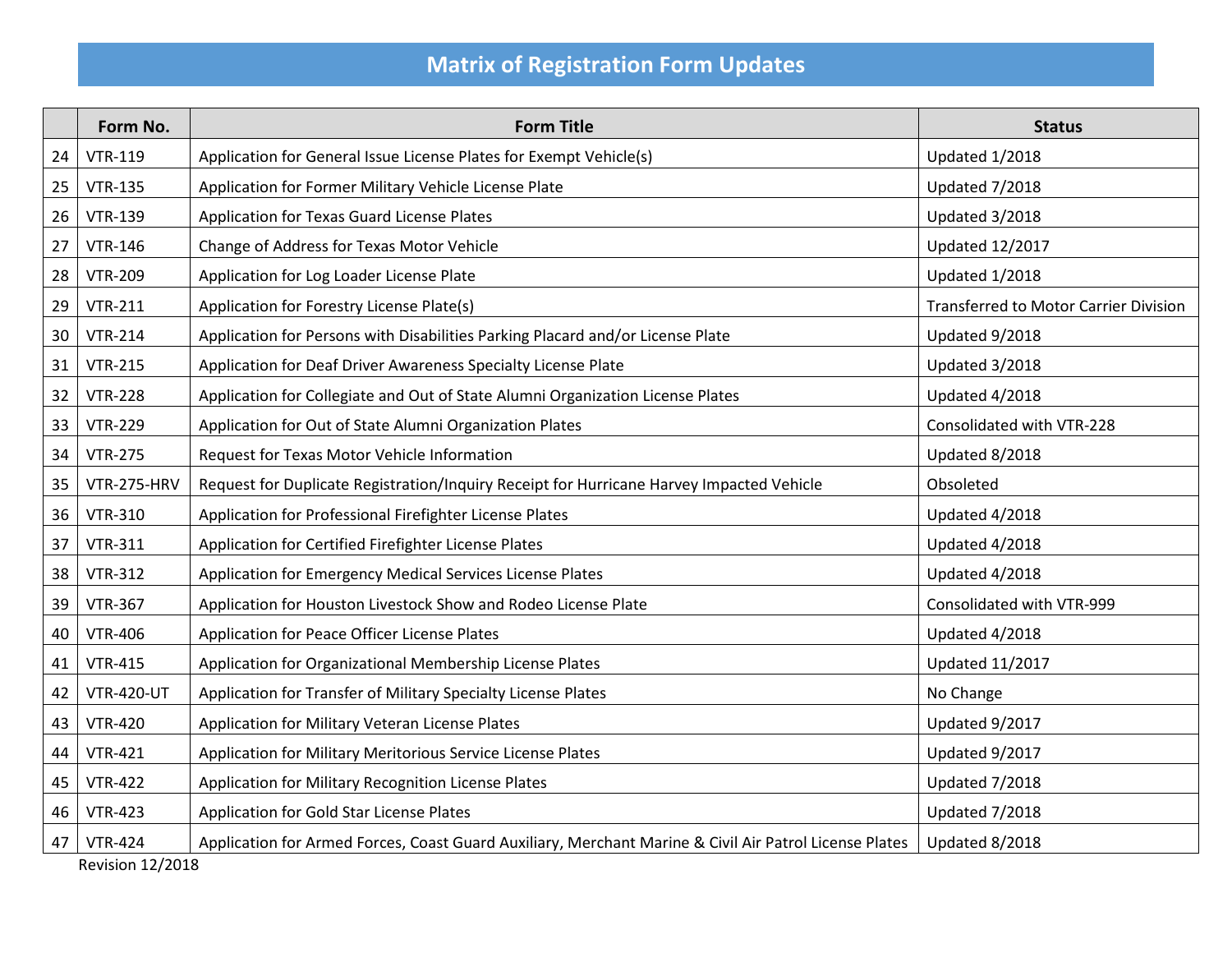# Matrix of Registration Form Updates

| | Form No. | Form Title | Status |
|---|---|---|---|
| 24 | VTR-119 | Application for General Issue License Plates for Exempt Vehicle(s) | Updated 1/2018 |
| 25 | VTR-135 | Application for Former Military Vehicle License Plate | Updated 7/2018 |
| 26 | VTR-139 | Application for Texas Guard License Plates | Updated 3/2018 |
| 27 | VTR-146 | Change of Address for Texas Motor Vehicle | Updated 12/2017 |
| 28 | VTR-209 | Application for Log Loader License Plate | Updated 1/2018 |
| 29 | VTR-211 | Application for Forestry License Plate(s) | Transferred to Motor Carrier Division |
| 30 | VTR-214 | Application for Persons with Disabilities Parking Placard and/or License Plate | Updated 9/2018 |
| 31 | VTR-215 | Application for Deaf Driver Awareness Specialty License Plate | Updated 3/2018 |
| 32 | VTR-228 | Application for Collegiate and Out of State Alumni Organization License Plates | Updated 4/2018 |
| 33 | VTR-229 | Application for Out of State Alumni Organization Plates | Consolidated with VTR-228 |
| 34 | VTR-275 | Request for Texas Motor Vehicle Information | Updated 8/2018 |
| 35 | VTR-275-HRV | Request for Duplicate Registration/Inquiry Receipt for Hurricane Harvey Impacted Vehicle | Obsoleted |
| 36 | VTR-310 | Application for Professional Firefighter License Plates | Updated 4/2018 |
| 37 | VTR-311 | Application for Certified Firefighter License Plates | Updated 4/2018 |
| 38 | VTR-312 | Application for Emergency Medical Services License Plates | Updated 4/2018 |
| 39 | VTR-367 | Application for Houston Livestock Show and Rodeo License Plate | Consolidated with VTR-999 |
| 40 | VTR-406 | Application for Peace Officer License Plates | Updated 4/2018 |
| 41 | VTR-415 | Application for Organizational Membership License Plates | Updated 11/2017 |
| 42 | VTR-420-UT | Application for Transfer of Military Specialty License Plates | No Change |
| 43 | VTR-420 | Application for Military Veteran License Plates | Updated 9/2017 |
| 44 | VTR-421 | Application for Military Meritorious Service License Plates | Updated 9/2017 |
| 45 | VTR-422 | Application for Military Recognition License Plates | Updated 7/2018 |
| 46 | VTR-423 | Application for Gold Star License Plates | Updated 7/2018 |
| 47 | VTR-424 | Application for Armed Forces, Coast Guard Auxiliary, Merchant Marine & Civil Air Patrol License Plates | Updated 8/2018 |

Revision 12/2018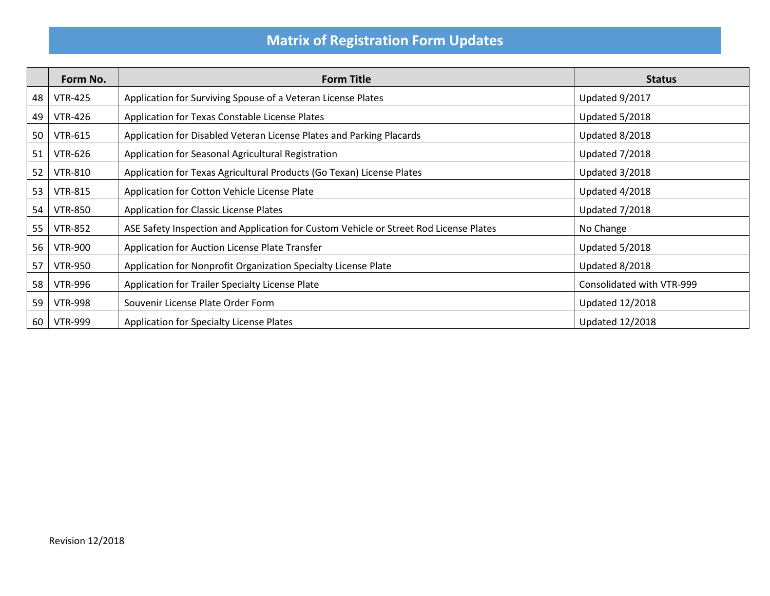# Matrix of Registration Form Updates

| | Form No. | Form Title | Status |
|---|---|---|---|
| 48 | VTR-425 | Application for Surviving Spouse of a Veteran License Plates | Updated 9/2017 |
| 49 | VTR-426 | Application for Texas Constable License Plates | Updated 5/2018 |
| 50 | VTR-615 | Application for Disabled Veteran License Plates and Parking Placards | Updated 8/2018 |
| 51 | VTR-626 | Application for Seasonal Agricultural Registration | Updated 7/2018 |
| 52 | VTR-810 | Application for Texas Agricultural Products (Go Texan) License Plates | Updated 3/2018 |
| 53 | VTR-815 | Application for Cotton Vehicle License Plate | Updated 4/2018 |
| 54 | VTR-850 | Application for Classic License Plates | Updated 7/2018 |
| 55 | VTR-852 | ASE Safety Inspection and Application for Custom Vehicle or Street Rod License Plates | No Change |
| 56 | VTR-900 | Application for Auction License Plate Transfer | Updated 5/2018 |
| 57 | VTR-950 | Application for Nonprofit Organization Specialty License Plate | Updated 8/2018 |
| 58 | VTR-996 | Application for Trailer Specialty License Plate | Consolidated with VTR-999 |
| 59 | VTR-998 | Souvenir License Plate Order Form | Updated 12/2018 |
| 60 | VTR-999 | Application for Specialty License Plates | Updated 12/2018 |

Revision 12/2018